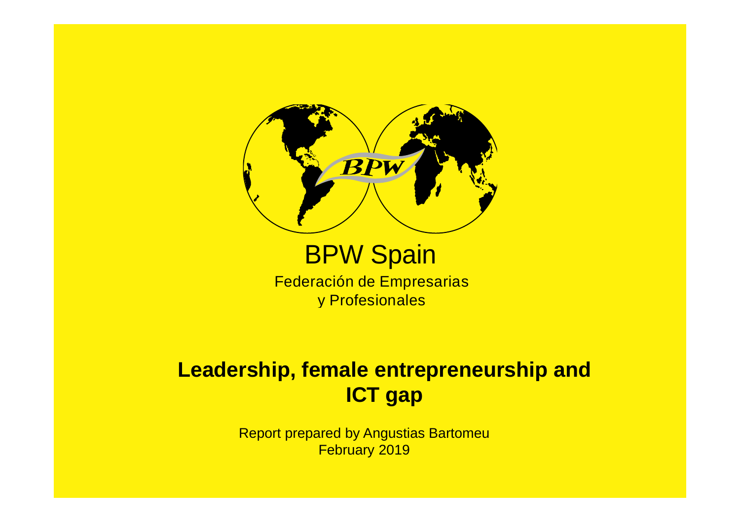BPW Spain

Federación de Empresarias
y Profesionales

# Leadership, female entrepreneurship and ICT gap

Report prepared by Angustias Bartomeu
February 2019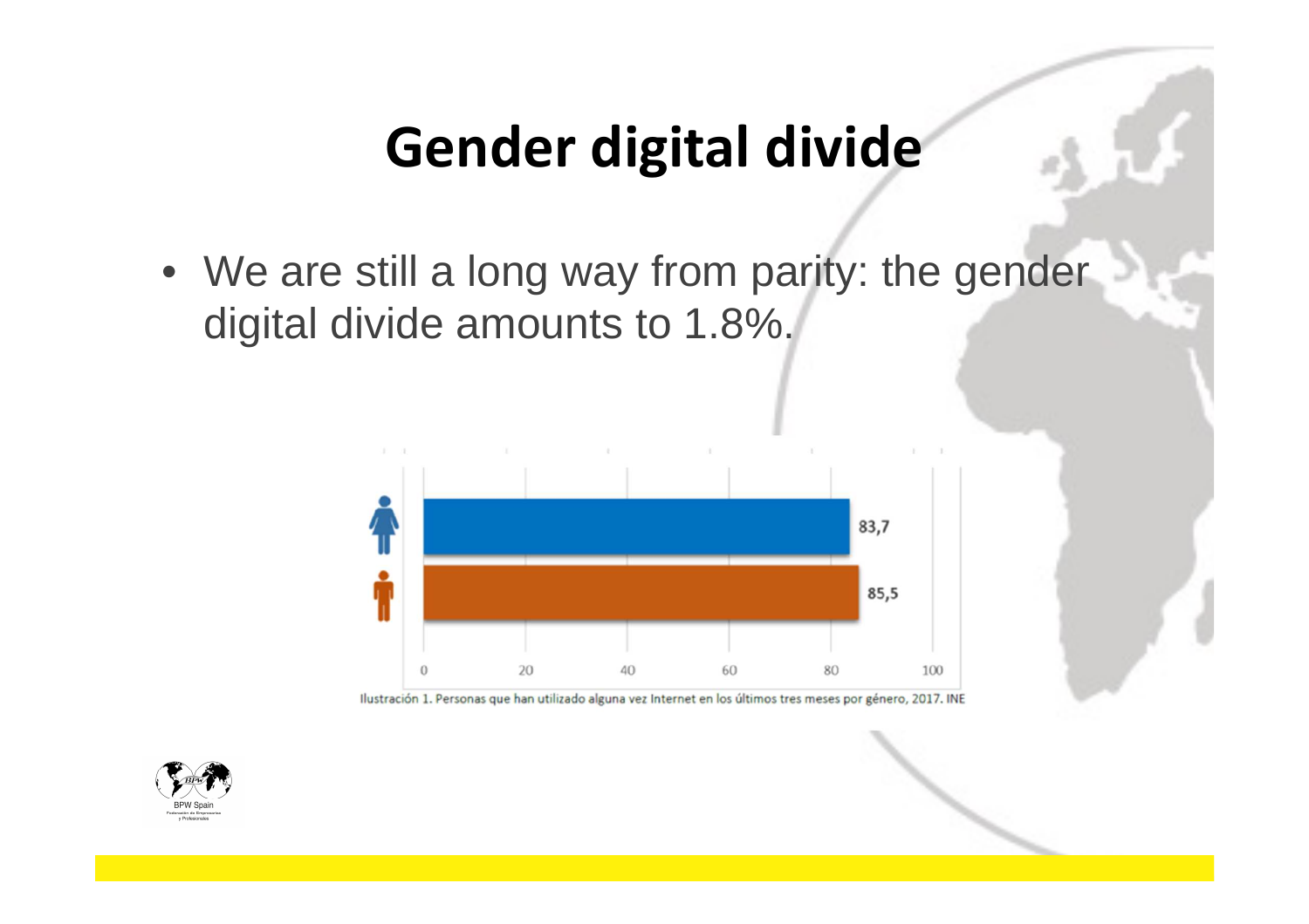# Gender digital divide

- We are still a long way from parity: the gender digital divide amounts to 1.8%.

| | |
|---|---|
| Women | 83,7 |
| Men | 85,5 |

Ilustración 1. Personas que han utilizado alguna vez Internet en los últimos tres meses por género, 2017. INE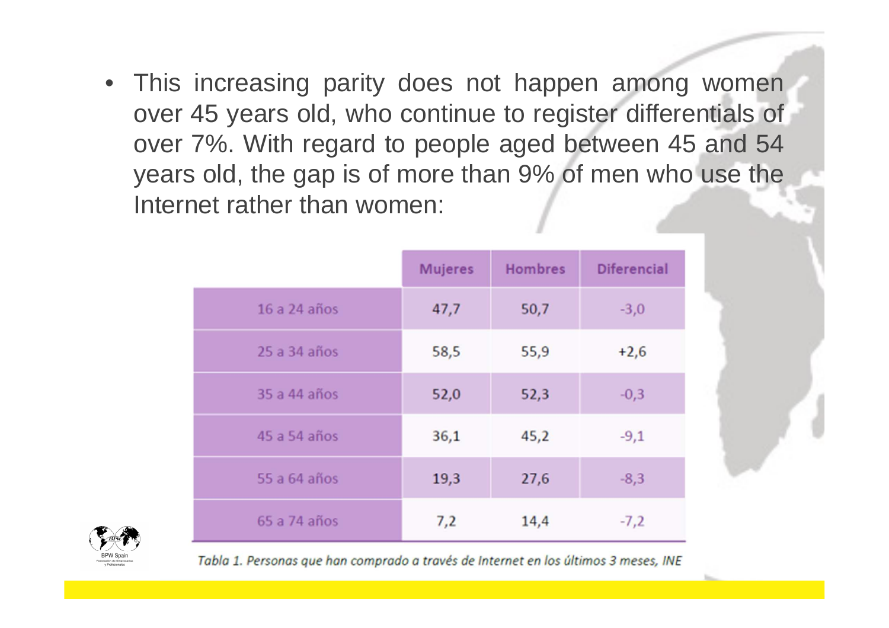- This increasing parity does not happen among women over 45 years old, who continue to register differentials of over 7%. With regard to people aged between 45 and 54 years old, the gap is of more than 9% of men who use the Internet rather than women:

| | Mujeres | Hombres | Diferencial |
|---|---|---|---|
| 16 a 24 años | 47,7 | 50,7 | -3,0 |
| 25 a 34 años | 58,5 | 55,9 | +2,6 |
| 35 a 44 años | 52,0 | 52,3 | -0,3 |
| 45 a 54 años | 36,1 | 45,2 | -9,1 |
| 55 a 64 años | 19,3 | 27,6 | -8,3 |
| 65 a 74 años | 7,2 | 14,4 | -7,2 |

*Tabla 1. Personas que han comprado a través de Internet en los últimos 3 meses, INE*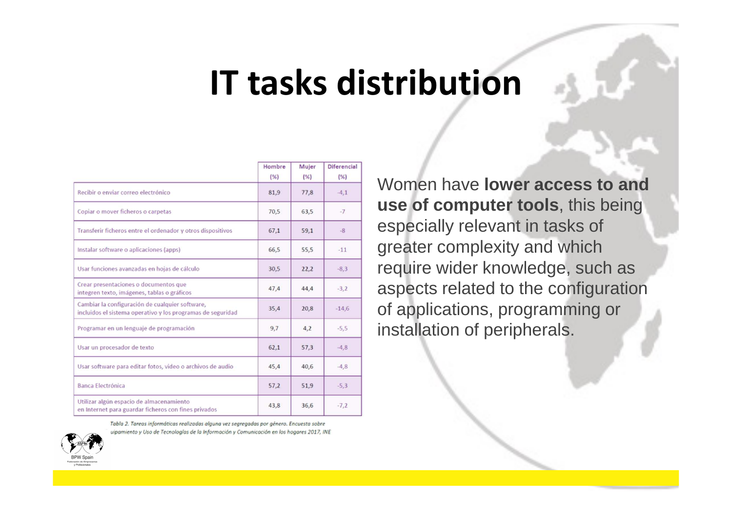# IT tasks distribution

| | Hombre (%) | Mujer (%) | Diferencial (%) |
|---|---|---|---|
| Recibir o enviar correo electrónico | 81,9 | 77,8 | -4,1 |
| Copiar o mover ficheros o carpetas | 70,5 | 63,5 | -7 |
| Transferir ficheros entre el ordenador y otros dispositivos | 67,1 | 59,1 | -8 |
| Instalar software o aplicaciones (apps) | 66,5 | 55,5 | -11 |
| Usar funciones avanzadas en hojas de cálculo | 30,5 | 22,2 | -8,3 |
| Crear presentaciones o documentos que integren texto, imágenes, tablas o gráficos | 47,4 | 44,4 | -3,2 |
| Cambiar la configuración de cualquier software, incluidos el sistema operativo y los programas de seguridad | 35,4 | 20,8 | -14,6 |
| Programar en un lenguaje de programación | 9,7 | 4,2 | -5,5 |
| Usar un procesador de texto | 62,1 | 57,3 | -4,8 |
| Usar software para editar fotos, video o archivos de audio | 45,4 | 40,6 | -4,8 |
| Banca Electrónica | 57,2 | 51,9 | -5,3 |
| Utilizar algún espacio de almacenamiento en Internet para guardar ficheros con fines privados | 43,8 | 36,6 | -7,2 |

*Tabla 2. Tareas informáticas realizadas alguna vez segregadas por género. Encuesta sobre uipamiento y Uso de Tecnologías de la Información y Comunicación en los hogares 2017, INE*

Women have **lower access to and use of computer tools**, this being especially relevant in tasks of greater complexity and which require wider knowledge, such as aspects related to the configuration of applications, programming or installation of peripherals.

BPW Spain
Federación de Empresarias y Profesionales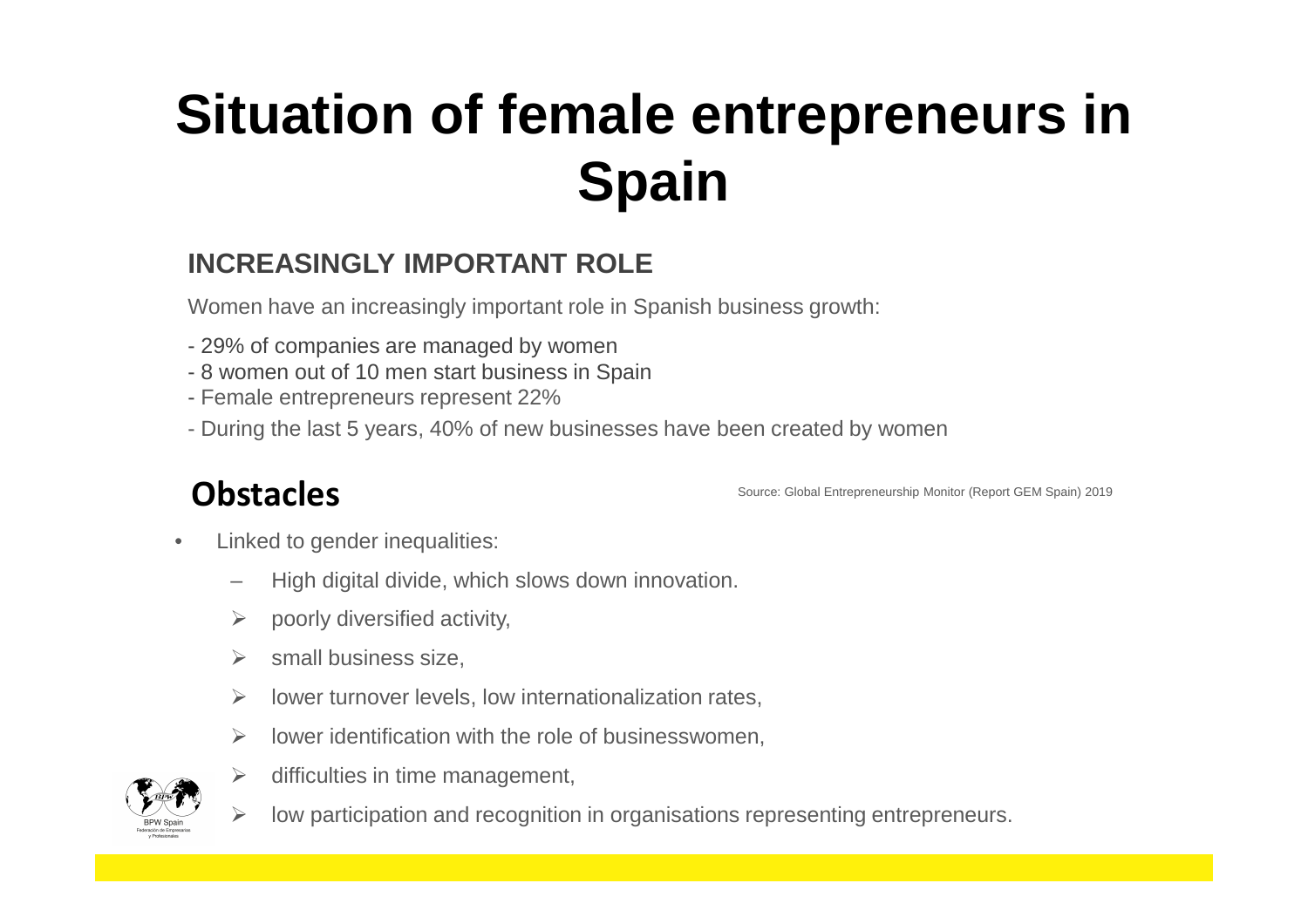# Situation of female entrepreneurs in Spain

## INCREASINGLY IMPORTANT ROLE

Women have an increasingly important role in Spanish business growth:

- 29% of companies are managed by women
- 8 women out of 10 men start business in Spain
- Female entrepreneurs represent 22%
- During the last 5 years, 40% of new businesses have been created by women

Source: Global Entrepreneurship Monitor (Report GEM Spain) 2019

## Obstacles

- Linked to gender inequalities:
  - High digital divide, which slows down innovation.
  - poorly diversified activity,
  - small business size,
  - lower turnover levels, low internationalization rates,
  - lower identification with the role of businesswomen,
  - difficulties in time management,
  - low participation and recognition in organisations representing entrepreneurs.

BPW Spain
Federación de Empresarias y Profesionales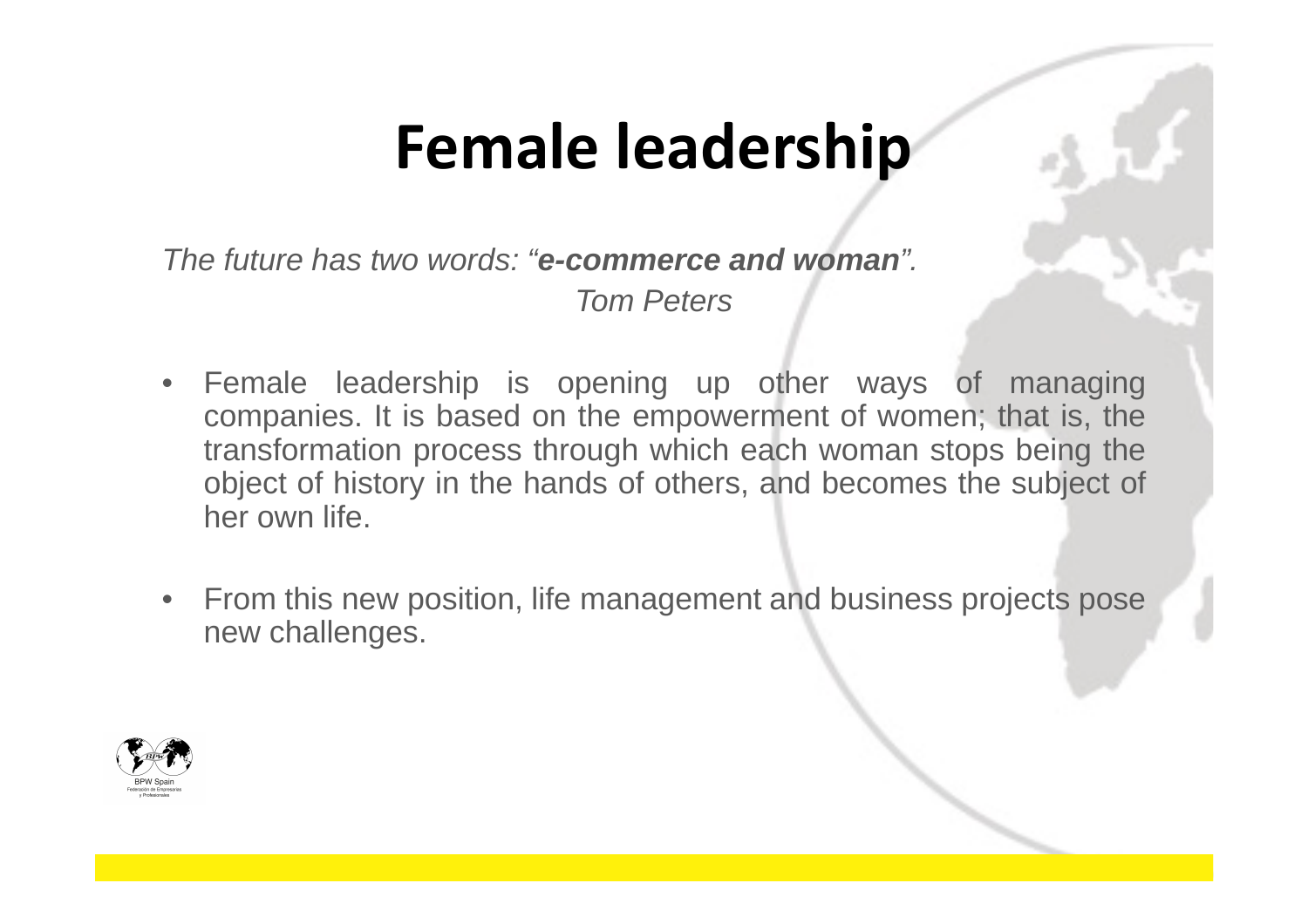# Female leadership

*The future has two words: "**e-commerce and woman**".*
*Tom Peters*

- Female leadership is opening up other ways of managing companies. It is based on the empowerment of women; that is, the transformation process through which each woman stops being the object of history in the hands of others, and becomes the subject of her own life.

- From this new position, life management and business projects pose new challenges.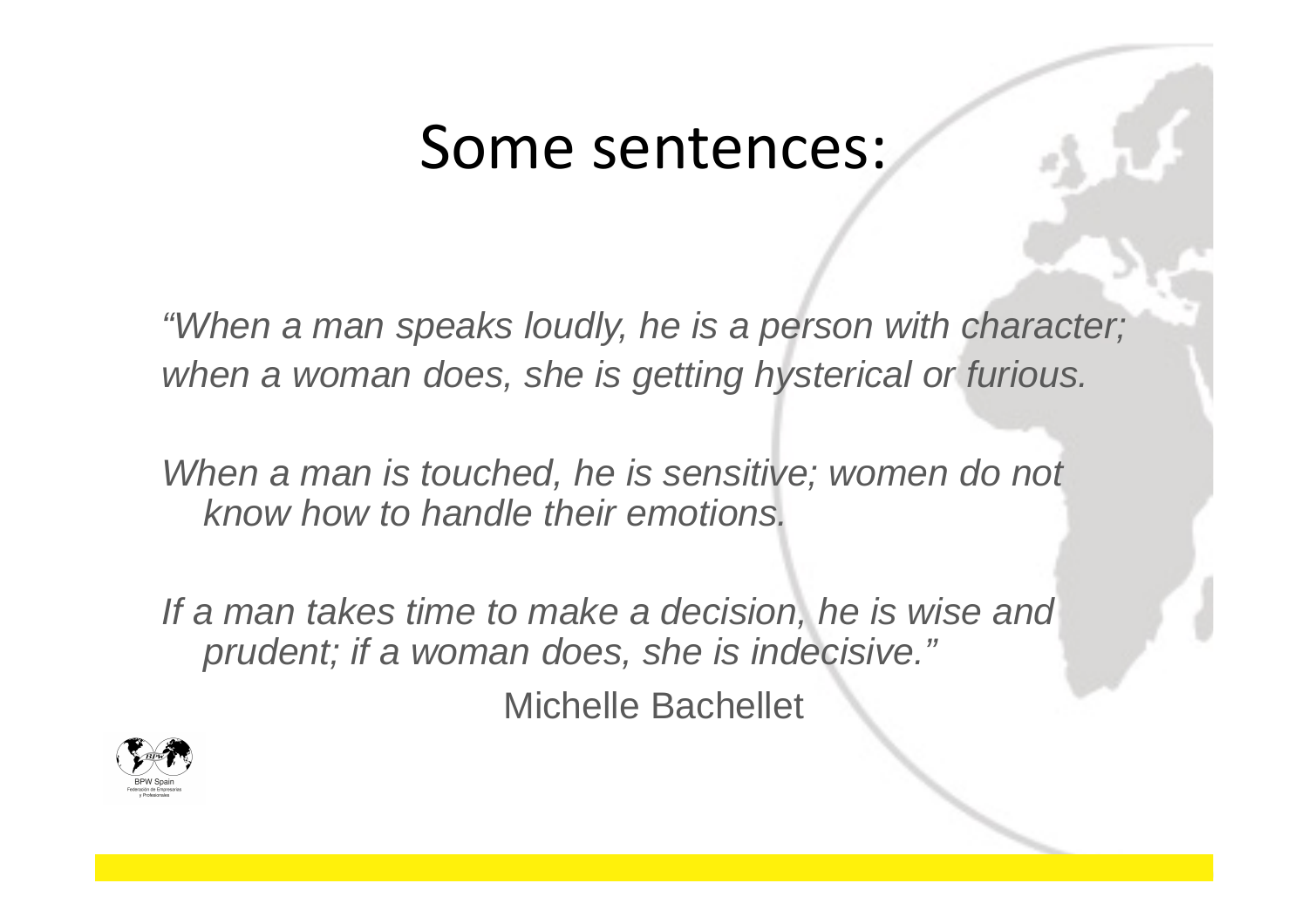# Some sentences:

*"When a man speaks loudly, he is a person with character; when a woman does, she is getting hysterical or furious.*

*When a man is touched, he is sensitive; women do not know how to handle their emotions.*

*If a man takes time to make a decision, he is wise and prudent; if a woman does, she is indecisive."*

Michelle Bachellet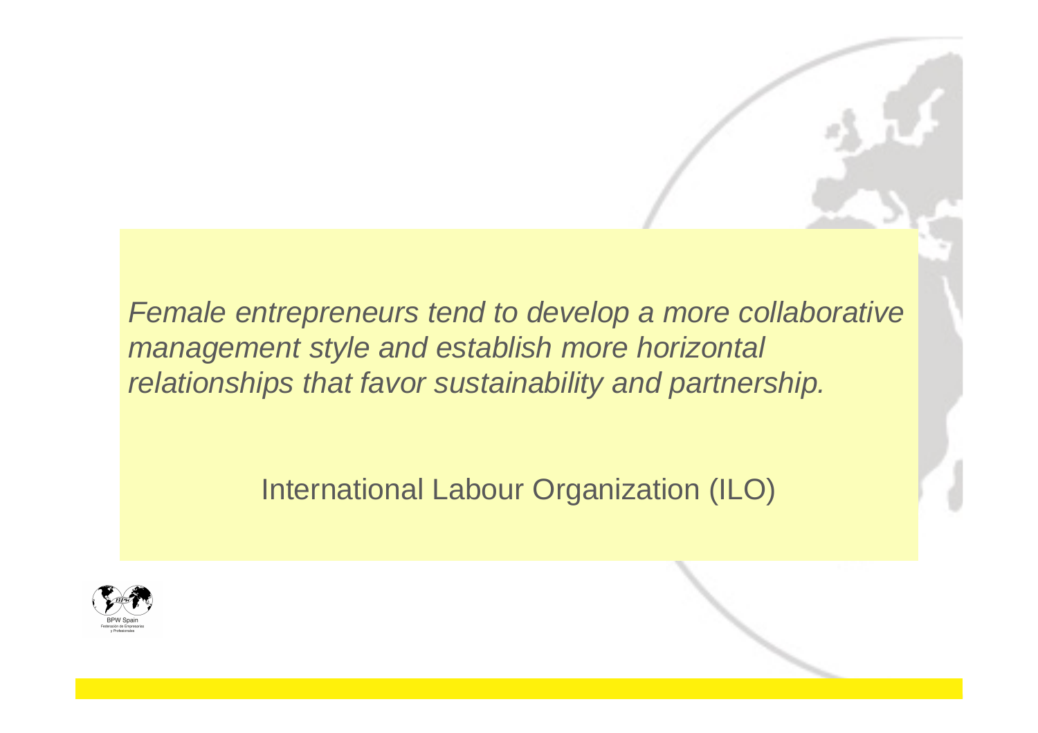*Female entrepreneurs tend to develop a more collaborative management style and establish more horizontal relationships that favor sustainability and partnership.*

International Labour Organization (ILO)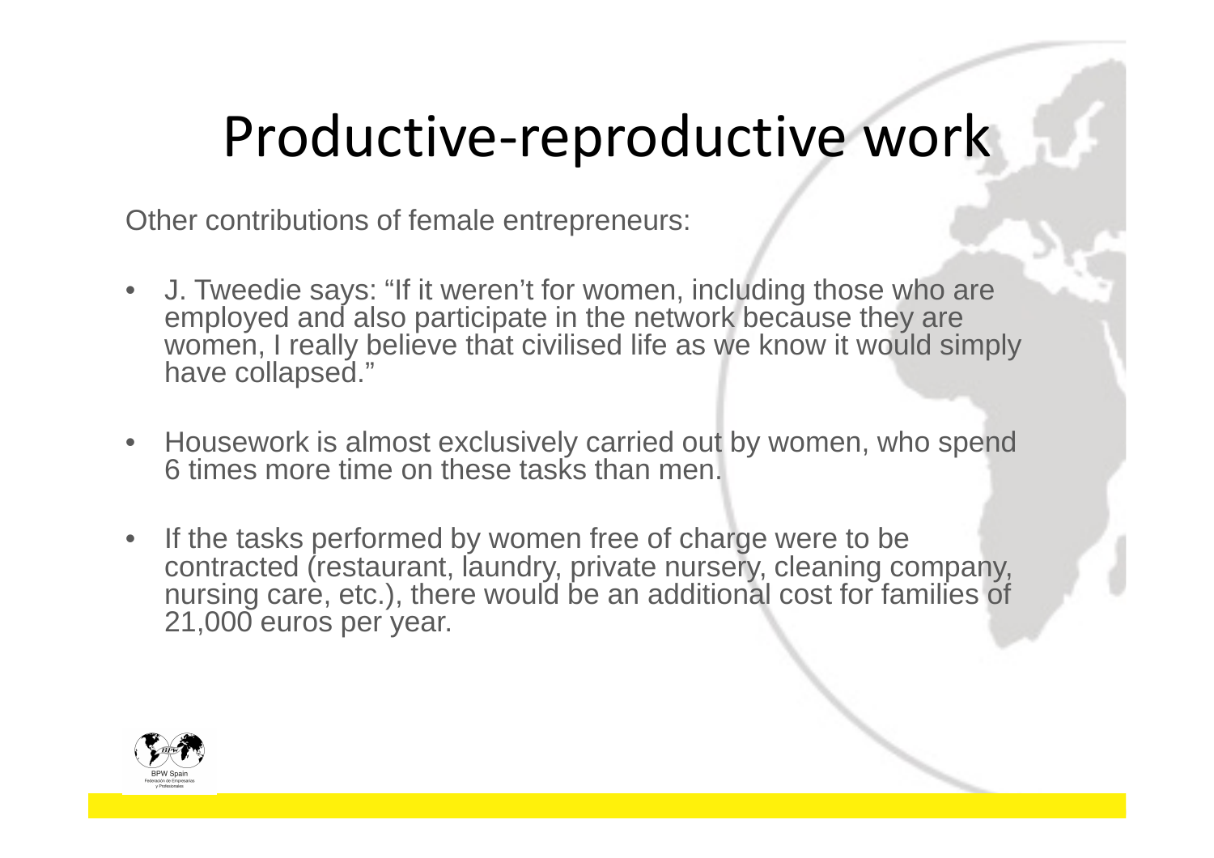# Productive-reproductive work

Other contributions of female entrepreneurs:

- J. Tweedie says: "If it weren't for women, including those who are employed and also participate in the network because they are women, I really believe that civilised life as we know it would simply have collapsed."
- Housework is almost exclusively carried out by women, who spend 6 times more time on these tasks than men.
- If the tasks performed by women free of charge were to be contracted (restaurant, laundry, private nursery, cleaning company, nursing care, etc.), there would be an additional cost for families of 21,000 euros per year.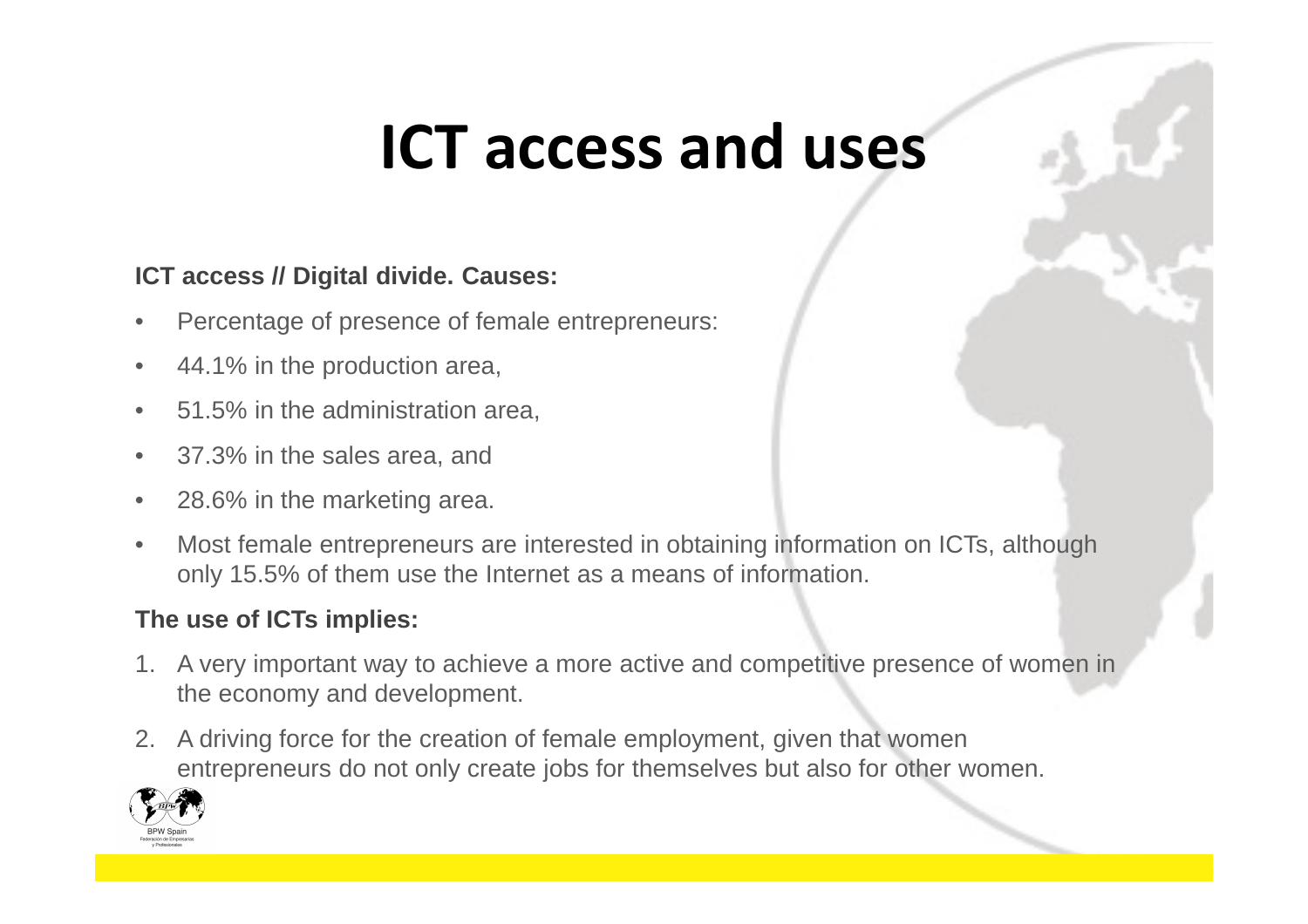# ICT access and uses

**ICT access // Digital divide. Causes:**

- Percentage of presence of female entrepreneurs:
- 44.1% in the production area,
- 51.5% in the administration area,
- 37.3% in the sales area, and
- 28.6% in the marketing area.
- Most female entrepreneurs are interested in obtaining information on ICTs, although only 15.5% of them use the Internet as a means of information.

**The use of ICTs implies:**

1. A very important way to achieve a more active and competitive presence of women in the economy and development.
2. A driving force for the creation of female employment, given that women entrepreneurs do not only create jobs for themselves but also for other women.

BPW Spain
Federación de Empresarias y Profesionales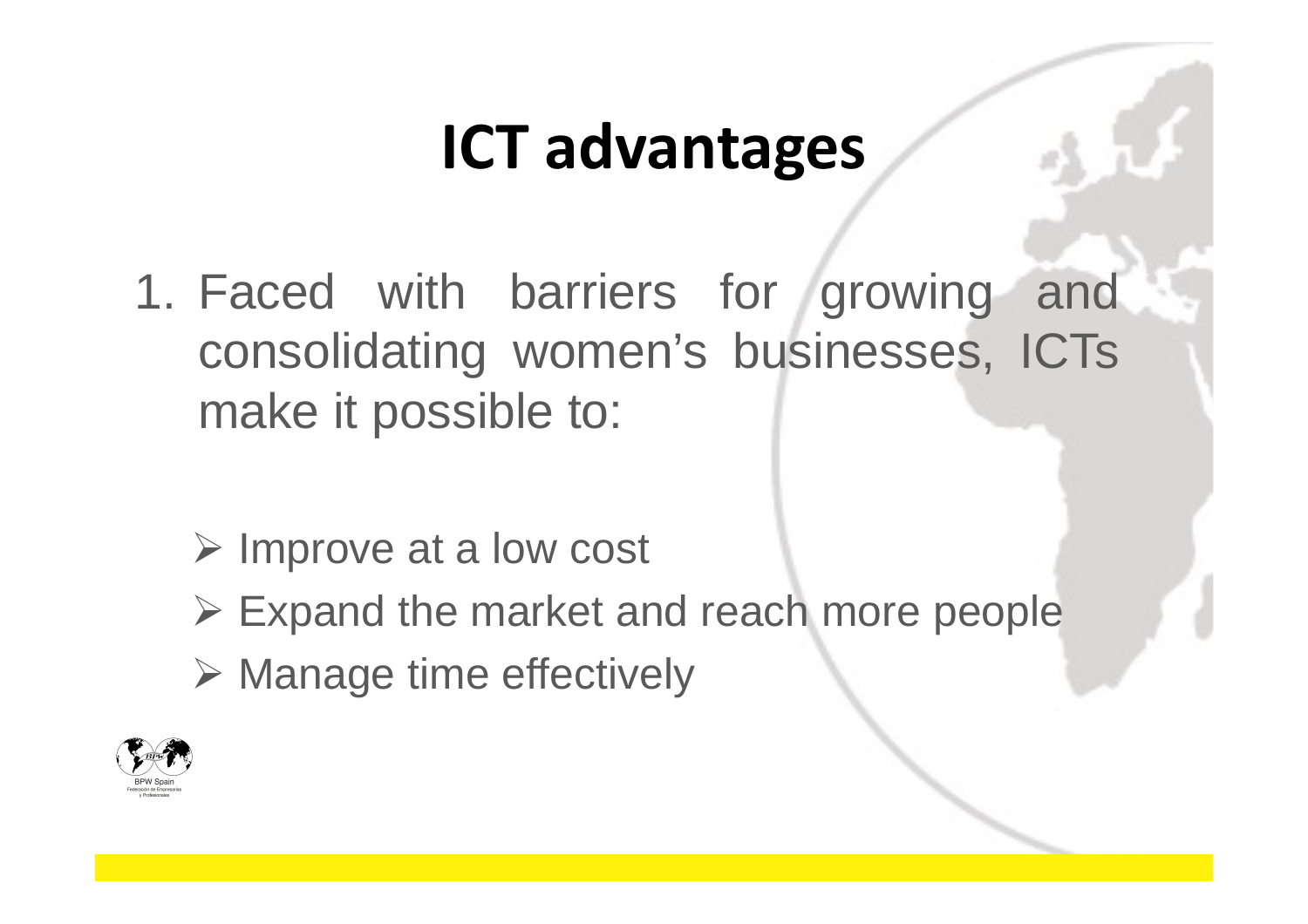# ICT advantages

1. Faced with barriers for growing and consolidating women's businesses, ICTs make it possible to:

   - Improve at a low cost
   - Expand the market and reach more people
   - Manage time effectively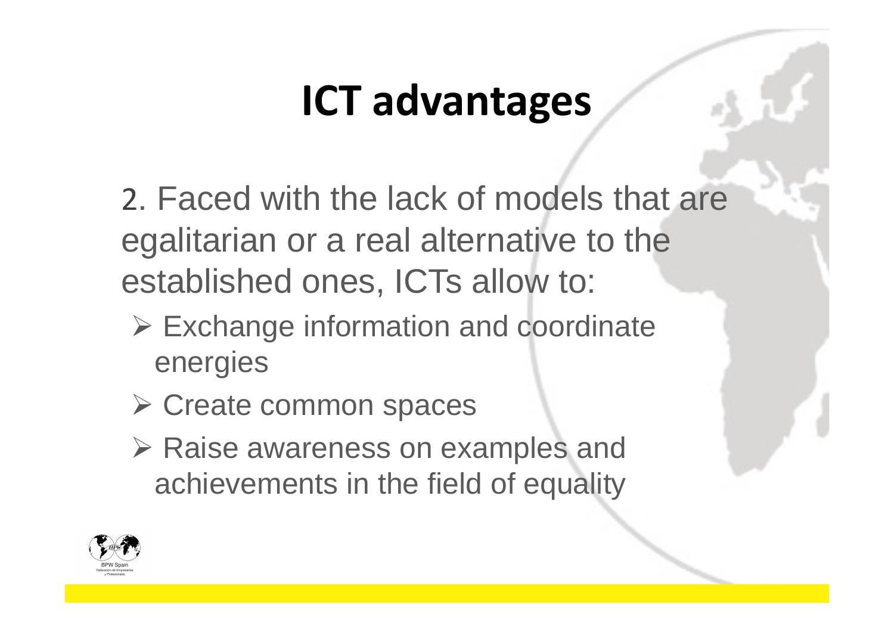# ICT advantages

2. Faced with the lack of models that are egalitarian or a real alternative to the established ones, ICTs allow to:

- Exchange information and coordinate energies
- Create common spaces
- Raise awareness on examples and achievements in the field of equality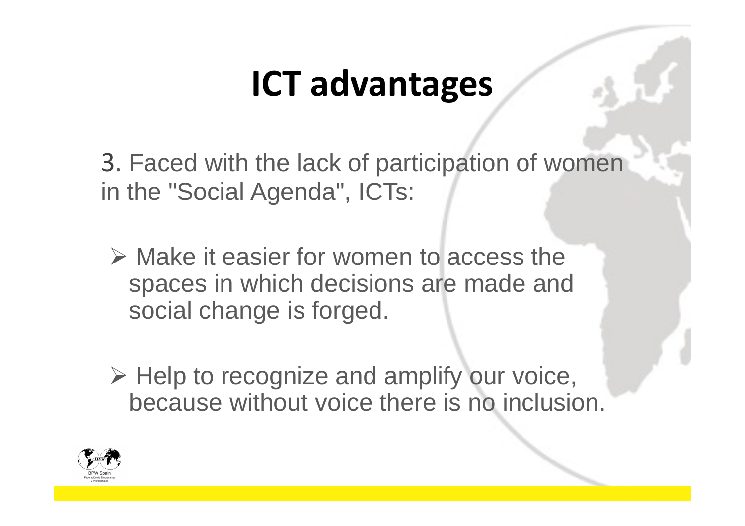# ICT advantages

3. Faced with the lack of participation of women in the "Social Agenda", ICTs:

- Make it easier for women to access the spaces in which decisions are made and social change is forged.
- Help to recognize and amplify our voice, because without voice there is no inclusion.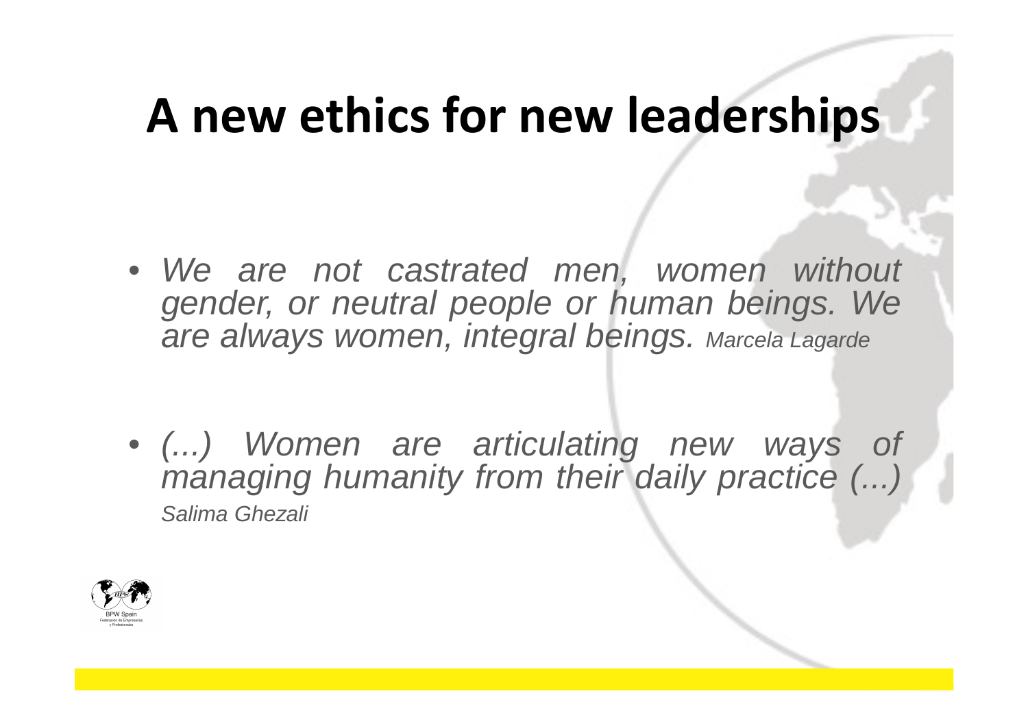# A new ethics for new leaderships

- *We are not castrated men, women without gender, or neutral people or human beings. We are always women, integral beings. Marcela Lagarde*

- *(...) Women are articulating new ways of managing humanity from their daily practice (...) Salima Ghezali*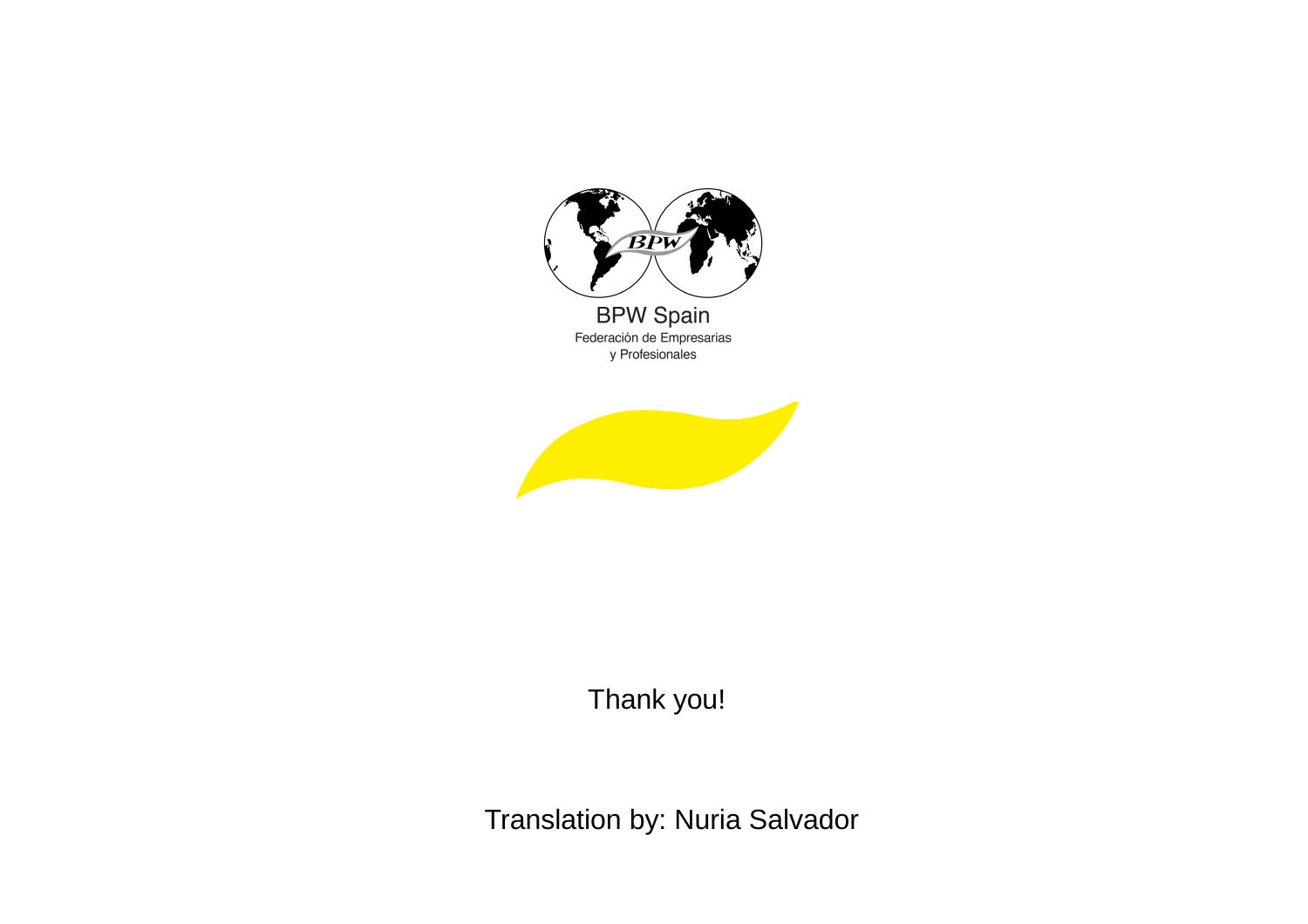BPW Spain

Federación de Empresarias y Profesionales

Thank you!

Translation by: Nuria Salvador